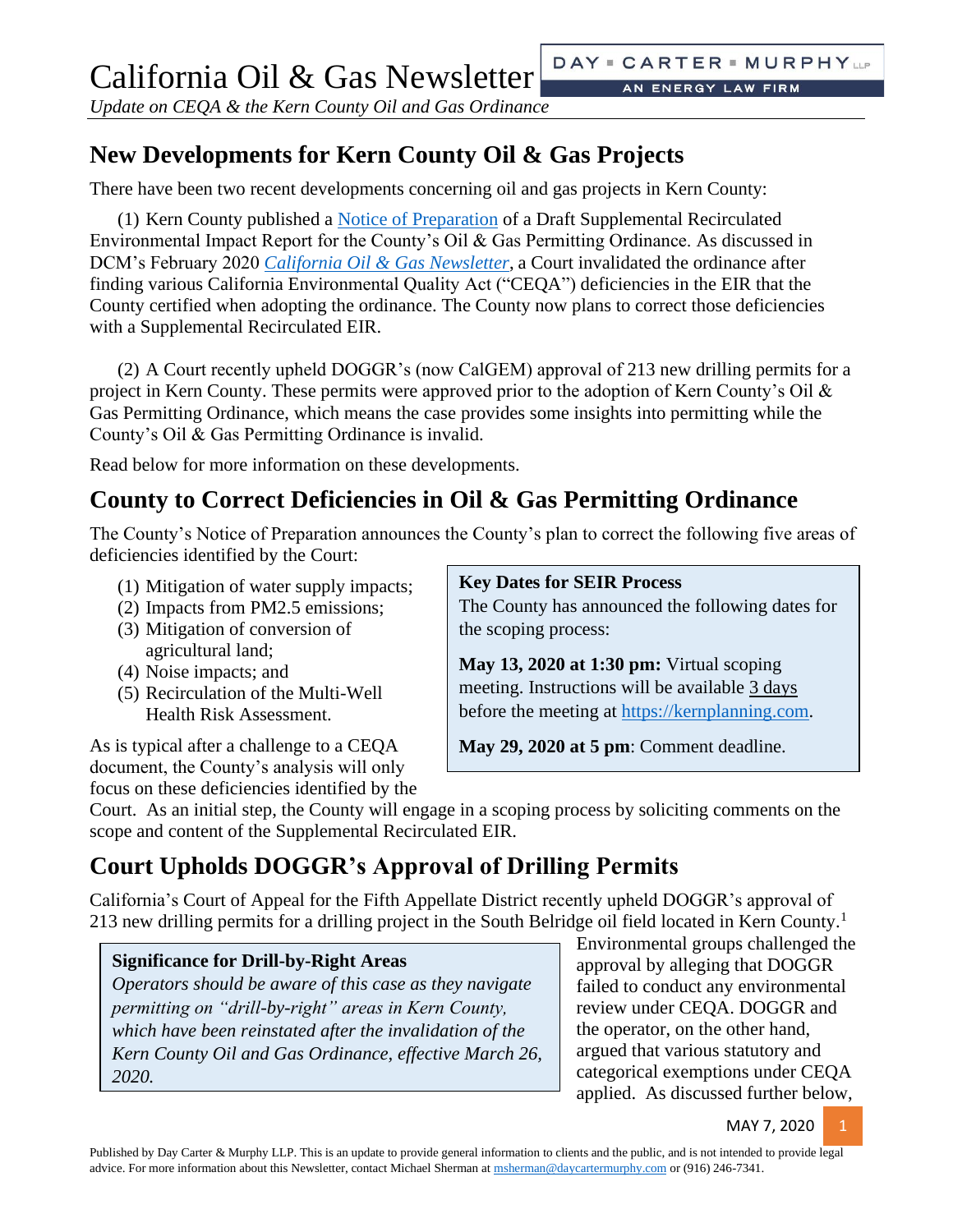# California Oil & Gas Newsletter

DAY ▪ CARTER ▪ MURPHY LLP
AN ENERGY LAW FIRM

*Update on CEQA & the Kern County Oil and Gas Ordinance*

## New Developments for Kern County Oil & Gas Projects

There have been two recent developments concerning oil and gas projects in Kern County:

(1) Kern County published a Notice of Preparation of a Draft Supplemental Recirculated Environmental Impact Report for the County's Oil & Gas Permitting Ordinance. As discussed in DCM's February 2020 *California Oil & Gas Newsletter*, a Court invalidated the ordinance after finding various California Environmental Quality Act ("CEQA") deficiencies in the EIR that the County certified when adopting the ordinance. The County now plans to correct those deficiencies with a Supplemental Recirculated EIR.

(2) A Court recently upheld DOGGR's (now CalGEM) approval of 213 new drilling permits for a project in Kern County. These permits were approved prior to the adoption of Kern County's Oil & Gas Permitting Ordinance, which means the case provides some insights into permitting while the County's Oil & Gas Permitting Ordinance is invalid.

Read below for more information on these developments.

## County to Correct Deficiencies in Oil & Gas Permitting Ordinance

The County's Notice of Preparation announces the County's plan to correct the following five areas of deficiencies identified by the Court:

(1) Mitigation of water supply impacts;
(2) Impacts from PM2.5 emissions;
(3) Mitigation of conversion of agricultural land;
(4) Noise impacts; and
(5) Recirculation of the Multi-Well Health Risk Assessment.

As is typical after a challenge to a CEQA document, the County's analysis will only focus on these deficiencies identified by the Court. As an initial step, the County will engage in a scoping process by soliciting comments on the scope and content of the Supplemental Recirculated EIR.

> **Key Dates for SEIR Process**
>
> The County has announced the following dates for the scoping process:
>
> **May 13, 2020 at 1:30 pm:** Virtual scoping meeting. Instructions will be available 3 days before the meeting at https://kernplanning.com.
>
> **May 29, 2020 at 5 pm**: Comment deadline.

## Court Upholds DOGGR's Approval of Drilling Permits

California's Court of Appeal for the Fifth Appellate District recently upheld DOGGR's approval of 213 new drilling permits for a drilling project in the South Belridge oil field located in Kern County.[1] Environmental groups challenged the approval by alleging that DOGGR failed to conduct any environmental review under CEQA. DOGGR and the operator, on the other hand, argued that various statutory and categorical exemptions under CEQA applied. As discussed further below,

> **Significance for Drill-by-Right Areas**
>
> *Operators should be aware of this case as they navigate permitting on "drill-by-right" areas in Kern County, which have been reinstated after the invalidation of the Kern County Oil and Gas Ordinance, effective March 26, 2020.*

MAY 7, 2020

Published by Day Carter & Murphy LLP. This is an update to provide general information to clients and the public, and is not intended to provide legal advice. For more information about this Newsletter, contact Michael Sherman at msherman@daycartermurphy.com or (916) 246-7341.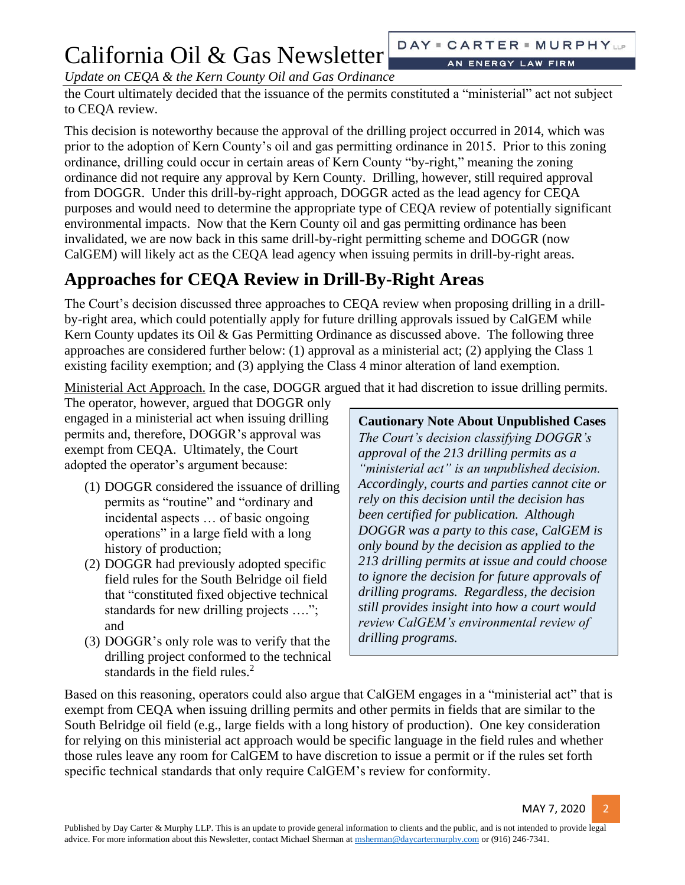the Court ultimately decided that the issuance of the permits constituted a "ministerial" act not subject to CEQA review.

This decision is noteworthy because the approval of the drilling project occurred in 2014, which was prior to the adoption of Kern County's oil and gas permitting ordinance in 2015. Prior to this zoning ordinance, drilling could occur in certain areas of Kern County "by-right," meaning the zoning ordinance did not require any approval by Kern County. Drilling, however, still required approval from DOGGR. Under this drill-by-right approach, DOGGR acted as the lead agency for CEQA purposes and would need to determine the appropriate type of CEQA review of potentially significant environmental impacts. Now that the Kern County oil and gas permitting ordinance has been invalidated, we are now back in this same drill-by-right permitting scheme and DOGGR (now CalGEM) will likely act as the CEQA lead agency when issuing permits in drill-by-right areas.

## Approaches for CEQA Review in Drill-By-Right Areas

The Court's decision discussed three approaches to CEQA review when proposing drilling in a drill-by-right area, which could potentially apply for future drilling approvals issued by CalGEM while Kern County updates its Oil & Gas Permitting Ordinance as discussed above. The following three approaches are considered further below: (1) approval as a ministerial act; (2) applying the Class 1 existing facility exemption; and (3) applying the Class 4 minor alteration of land exemption.

Ministerial Act Approach. In the case, DOGGR argued that it had discretion to issue drilling permits. The operator, however, argued that DOGGR only engaged in a ministerial act when issuing drilling permits and, therefore, DOGGR's approval was exempt from CEQA. Ultimately, the Court adopted the operator's argument because:

(1) DOGGR considered the issuance of drilling permits as "routine" and "ordinary and incidental aspects … of basic ongoing operations" in a large field with a long history of production;
(2) DOGGR had previously adopted specific field rules for the South Belridge oil field that "constituted fixed objective technical standards for new drilling projects ….."; and
(3) DOGGR's only role was to verify that the drilling project conformed to the technical standards in the field rules.[2]

> **Cautionary Note About Unpublished Cases**
>
> *The Court's decision classifying DOGGR's approval of the 213 drilling permits as a "ministerial act" is an unpublished decision. Accordingly, courts and parties cannot cite or rely on this decision until the decision has been certified for publication. Although DOGGR was a party to this case, CalGEM is only bound by the decision as applied to the 213 drilling permits at issue and could choose to ignore the decision for future approvals of drilling programs. Regardless, the decision still provides insight into how a court would review CalGEM's environmental review of drilling programs.*

Based on this reasoning, operators could also argue that CalGEM engages in a "ministerial act" that is exempt from CEQA when issuing drilling permits and other permits in fields that are similar to the South Belridge oil field (e.g., large fields with a long history of production). One key consideration for relying on this ministerial act approach would be specific language in the field rules and whether those rules leave any room for CalGEM to have discretion to issue a permit or if the rules set forth specific technical standards that only require CalGEM's review for conformity.

Published by Day Carter & Murphy LLP. This is an update to provide general information to clients and the public, and is not intended to provide legal advice. For more information about this Newsletter, contact Michael Sherman at msherman@daycartermurphy.com or (916) 246-7341.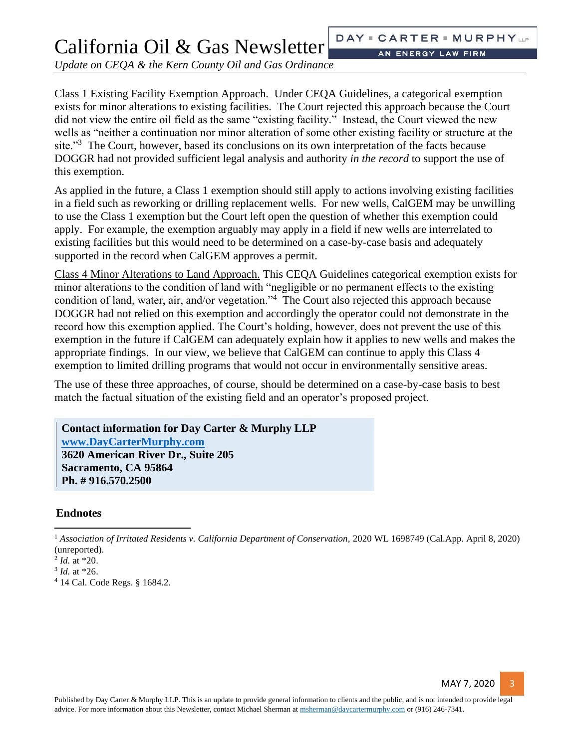Class 1 Existing Facility Exemption Approach. Under CEQA Guidelines, a categorical exemption exists for minor alterations to existing facilities. The Court rejected this approach because the Court did not view the entire oil field as the same "existing facility." Instead, the Court viewed the new wells as "neither a continuation nor minor alteration of some other existing facility or structure at the site."[3] The Court, however, based its conclusions on its own interpretation of the facts because DOGGR had not provided sufficient legal analysis and authority *in the record* to support the use of this exemption.

As applied in the future, a Class 1 exemption should still apply to actions involving existing facilities in a field such as reworking or drilling replacement wells. For new wells, CalGEM may be unwilling to use the Class 1 exemption but the Court left open the question of whether this exemption could apply. For example, the exemption arguably may apply in a field if new wells are interrelated to existing facilities but this would need to be determined on a case-by-case basis and adequately supported in the record when CalGEM approves a permit.

Class 4 Minor Alterations to Land Approach. This CEQA Guidelines categorical exemption exists for minor alterations to the condition of land with "negligible or no permanent effects to the existing condition of land, water, air, and/or vegetation."[4] The Court also rejected this approach because DOGGR had not relied on this exemption and accordingly the operator could not demonstrate in the record how this exemption applied. The Court's holding, however, does not prevent the use of this exemption in the future if CalGEM can adequately explain how it applies to new wells and makes the appropriate findings. In our view, we believe that CalGEM can continue to apply this Class 4 exemption to limited drilling programs that would not occur in environmentally sensitive areas.

The use of these three approaches, of course, should be determined on a case-by-case basis to best match the factual situation of the existing field and an operator's proposed project.

**Contact information for Day Carter & Murphy LLP**
**[www.DayCarterMurphy.com](http://www.DayCarterMurphy.com)**
**3620 American River Dr., Suite 205**
**Sacramento, CA 95864**
**Ph. # 916.570.2500**

## Endnotes

[1] *Association of Irritated Residents v. California Department of Conservation*, 2020 WL 1698749 (Cal.App. April 8, 2020) (unreported).

[2] *Id.* at *20.

[3] *Id.* at *26.

[4] 14 Cal. Code Regs. § 1684.2.

Published by Day Carter & Murphy LLP. This is an update to provide general information to clients and the public, and is not intended to provide legal advice. For more information about this Newsletter, contact Michael Sherman at msherman@daycartermurphy.com or (916) 246-7341.